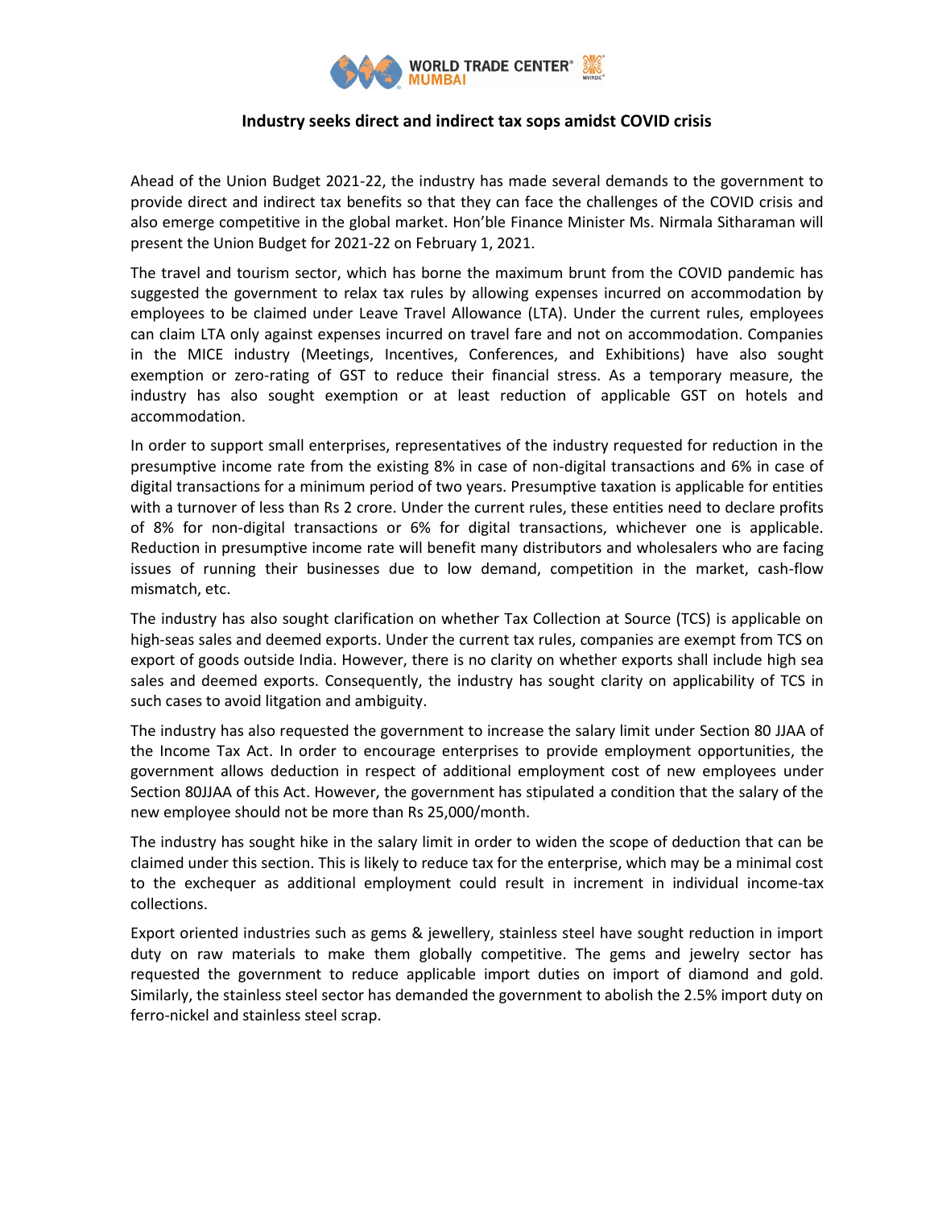## Industry seeks direct and indirect tax sops amidst COVID crisis

Ahead of the Union Budget 2021-22, the industry has made several demands to the government to provide direct and indirect tax benefits so that they can face the challenges of the COVID crisis and also emerge competitive in the global market. Hon'ble Finance Minister Ms. Nirmala Sitharaman will present the Union Budget for 2021-22 on February 1, 2021.

The travel and tourism sector, which has borne the maximum brunt from the COVID pandemic has suggested the government to relax tax rules by allowing expenses incurred on accommodation by employees to be claimed under Leave Travel Allowance (LTA). Under the current rules, employees can claim LTA only against expenses incurred on travel fare and not on accommodation. Companies in the MICE industry (Meetings, Incentives, Conferences, and Exhibitions) have also sought exemption or zero-rating of GST to reduce their financial stress. As a temporary measure, the industry has also sought exemption or at least reduction of applicable GST on hotels and accommodation.

In order to support small enterprises, representatives of the industry requested for reduction in the presumptive income rate from the existing 8% in case of non-digital transactions and 6% in case of digital transactions for a minimum period of two years. Presumptive taxation is applicable for entities with a turnover of less than Rs 2 crore. Under the current rules, these entities need to declare profits of 8% for non-digital transactions or 6% for digital transactions, whichever one is applicable. Reduction in presumptive income rate will benefit many distributors and wholesalers who are facing issues of running their businesses due to low demand, competition in the market, cash-flow mismatch, etc.

The industry has also sought clarification on whether Tax Collection at Source (TCS) is applicable on high-seas sales and deemed exports. Under the current tax rules, companies are exempt from TCS on export of goods outside India. However, there is no clarity on whether exports shall include high sea sales and deemed exports. Consequently, the industry has sought clarity on applicability of TCS in such cases to avoid litigation and ambiguity.

The industry has also requested the government to increase the salary limit under Section 80 JJAA of the Income Tax Act. In order to encourage enterprises to provide employment opportunities, the government allows deduction in respect of additional employment cost of new employees under Section 80JJAA of this Act. However, the government has stipulated a condition that the salary of the new employee should not be more than Rs 25,000/month.

The industry has sought hike in the salary limit in order to widen the scope of deduction that can be claimed under this section. This is likely to reduce tax for the enterprise, which may be a minimal cost to the exchequer as additional employment could result in increment in individual income-tax collections.

Export oriented industries such as gems & jewellery, stainless steel have sought reduction in import duty on raw materials to make them globally competitive. The gems and jewelry sector has requested the government to reduce applicable import duties on import of diamond and gold. Similarly, the stainless steel sector has demanded the government to abolish the 2.5% import duty on ferro-nickel and stainless steel scrap.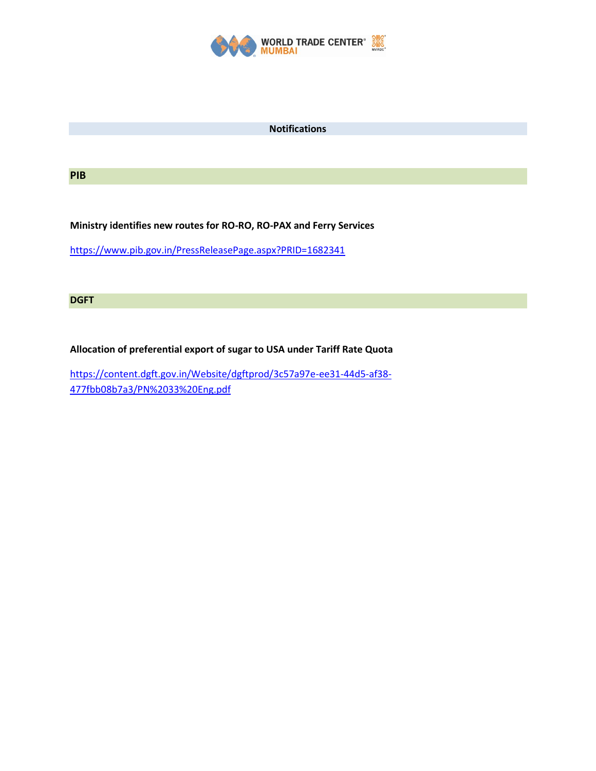## Notifications

### PIB

**Ministry identifies new routes for RO-RO, RO-PAX and Ferry Services**

https://www.pib.gov.in/PressReleasePage.aspx?PRID=1682341

### DGFT

**Allocation of preferential export of sugar to USA under Tariff Rate Quota**

https://content.dgft.gov.in/Website/dgftprod/3c57a97e-ee31-44d5-af38-477fbb08b7a3/PN%2033%20Eng.pdf